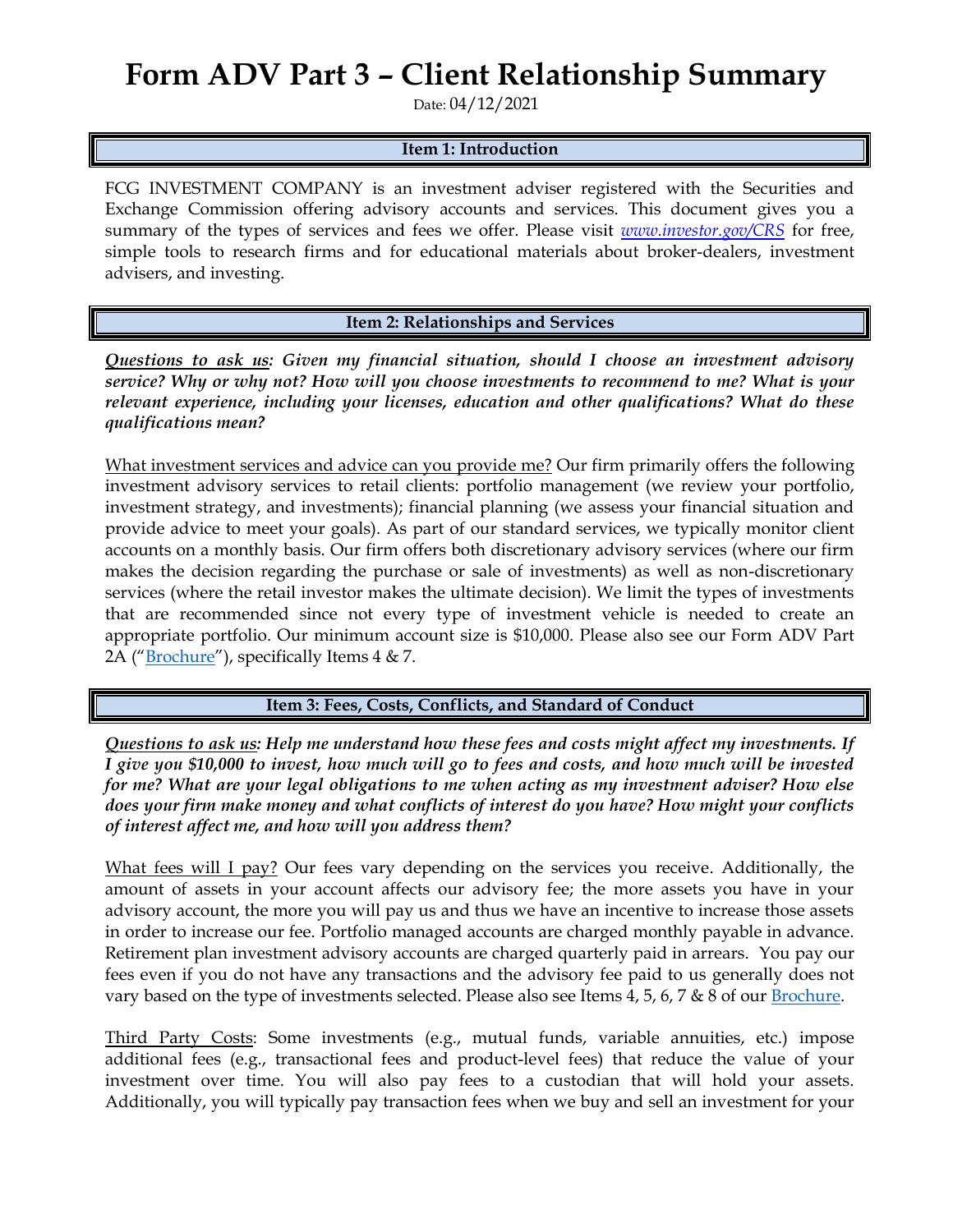# Form ADV Part 3 – Client Relationship Summary

Date: 04/12/2021

## Item 1: Introduction

FCG INVESTMENT COMPANY is an investment adviser registered with the Securities and Exchange Commission offering advisory accounts and services. This document gives you a summary of the types of services and fees we offer. Please visit *www.investor.gov/CRS* for free, simple tools to research firms and for educational materials about broker-dealers, investment advisers, and investing.

## Item 2: Relationships and Services

***Questions to ask us: Given my financial situation, should I choose an investment advisory service? Why or why not? How will you choose investments to recommend to me? What is your relevant experience, including your licenses, education and other qualifications? What do these qualifications mean?***

What investment services and advice can you provide me? Our firm primarily offers the following investment advisory services to retail clients: portfolio management (we review your portfolio, investment strategy, and investments); financial planning (we assess your financial situation and provide advice to meet your goals). As part of our standard services, we typically monitor client accounts on a monthly basis. Our firm offers both discretionary advisory services (where our firm makes the decision regarding the purchase or sale of investments) as well as non-discretionary services (where the retail investor makes the ultimate decision). We limit the types of investments that are recommended since not every type of investment vehicle is needed to create an appropriate portfolio. Our minimum account size is $10,000. Please also see our Form ADV Part 2A ("Brochure"), specifically Items 4 & 7.

## Item 3: Fees, Costs, Conflicts, and Standard of Conduct

***Questions to ask us: Help me understand how these fees and costs might affect my investments. If I give you $10,000 to invest, how much will go to fees and costs, and how much will be invested for me? What are your legal obligations to me when acting as my investment adviser? How else does your firm make money and what conflicts of interest do you have? How might your conflicts of interest affect me, and how will you address them?***

What fees will I pay? Our fees vary depending on the services you receive. Additionally, the amount of assets in your account affects our advisory fee; the more assets you have in your advisory account, the more you will pay us and thus we have an incentive to increase those assets in order to increase our fee. Portfolio managed accounts are charged monthly payable in advance. Retirement plan investment advisory accounts are charged quarterly paid in arrears. You pay our fees even if you do not have any transactions and the advisory fee paid to us generally does not vary based on the type of investments selected. Please also see Items 4, 5, 6, 7 & 8 of our Brochure.

Third Party Costs: Some investments (e.g., mutual funds, variable annuities, etc.) impose additional fees (e.g., transactional fees and product-level fees) that reduce the value of your investment over time. You will also pay fees to a custodian that will hold your assets. Additionally, you will typically pay transaction fees when we buy and sell an investment for your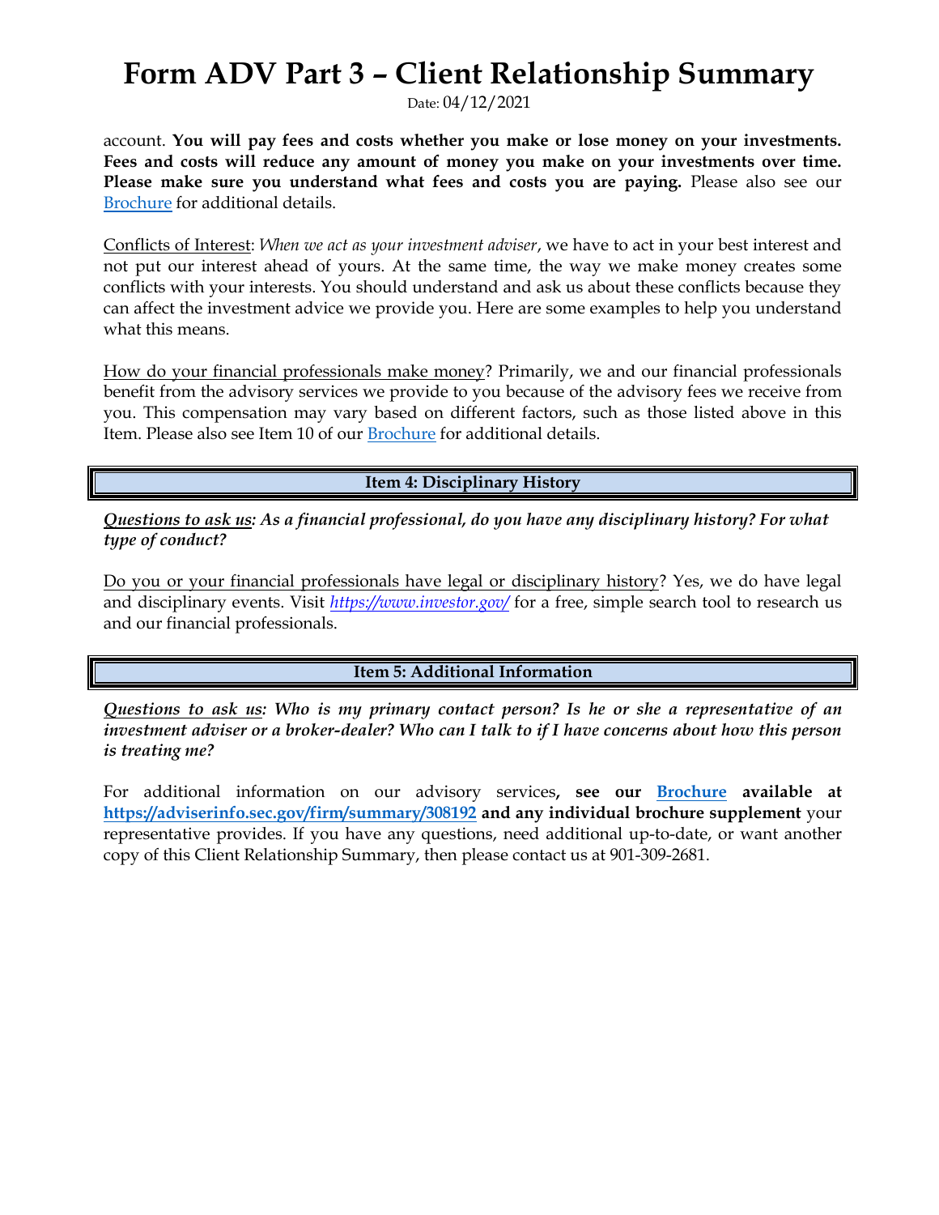account. **You will pay fees and costs whether you make or lose money on your investments. Fees and costs will reduce any amount of money you make on your investments over time. Please make sure you understand what fees and costs you are paying.** Please also see our Brochure for additional details.

Conflicts of Interest: *When we act as your investment adviser*, we have to act in your best interest and not put our interest ahead of yours. At the same time, the way we make money creates some conflicts with your interests. You should understand and ask us about these conflicts because they can affect the investment advice we provide you. Here are some examples to help you understand what this means.

How do your financial professionals make money? Primarily, we and our financial professionals benefit from the advisory services we provide to you because of the advisory fees we receive from you. This compensation may vary based on different factors, such as those listed above in this Item. Please also see Item 10 of our Brochure for additional details.

## Item 4: Disciplinary History

***Questions to ask us: As a financial professional, do you have any disciplinary history? For what type of conduct?***

Do you or your financial professionals have legal or disciplinary history? Yes, we do have legal and disciplinary events. Visit *https://www.investor.gov/* for a free, simple search tool to research us and our financial professionals.

## Item 5: Additional Information

***Questions to ask us: Who is my primary contact person? Is he or she a representative of an investment adviser or a broker-dealer? Who can I talk to if I have concerns about how this person is treating me?***

For additional information on our advisory services**, see our Brochure available at https://adviserinfo.sec.gov/firm/summary/308192 and any individual brochure supplement** your representative provides. If you have any questions, need additional up-to-date, or want another copy of this Client Relationship Summary, then please contact us at 901-309-2681.